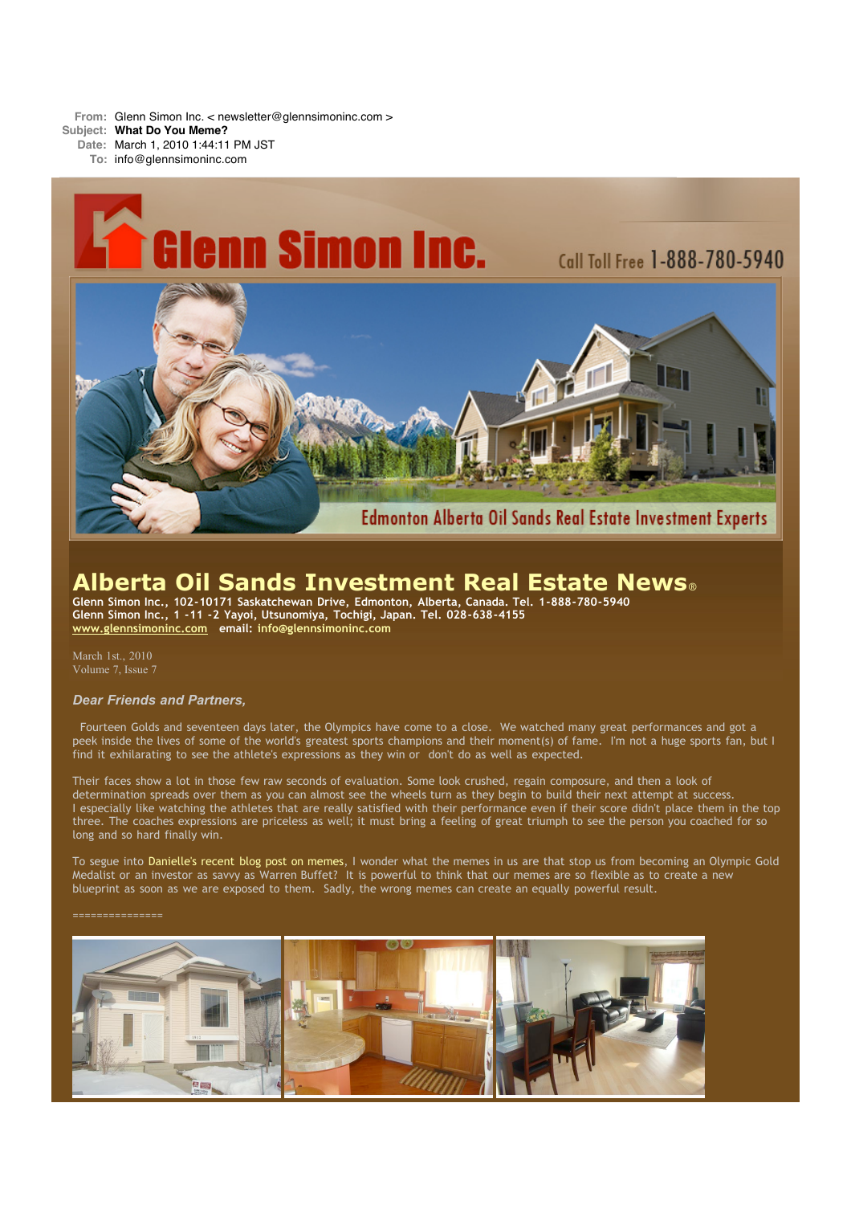**From:** Glenn Simon Inc. < newsletter@glennsimoninc.com >
**Subject:** **What Do You Meme?**
**Date:** March 1, 2010 1:44:11 PM JST
**To:** info@glennsimoninc.com

Glenn Simon Inc.

Call Toll Free 1-888-780-5940

Edmonton Alberta Oil Sands Real Estate Investment Experts

# Alberta Oil Sands Investment Real Estate News®

**Glenn Simon Inc., 102-10171 Saskatchewan Drive, Edmonton, Alberta, Canada. Tel. 1-888-780-5940**
**Glenn Simon Inc., 1 -11 -2 Yayoi, Utsunomiya, Tochigi, Japan. Tel. 028-638-4155**
**www.glennsimoninc.com email: info@glennsimoninc.com**

March 1st., 2010
Volume 7, Issue 7

***Dear Friends and Partners,***

Fourteen Golds and seventeen days later, the Olympics have come to a close. We watched many great performances and got a peek inside the lives of some of the world's greatest sports champions and their moment(s) of fame. I'm not a huge sports fan, but I find it exhilarating to see the athlete's expressions as they win or don't do as well as expected.

Their faces show a lot in those few raw seconds of evaluation. Some look crushed, regain composure, and then a look of determination spreads over them as you can almost see the wheels turn as they begin to build their next attempt at success. I especially like watching the athletes that are really satisfied with their performance even if their score didn't place them in the top three. The coaches expressions are priceless as well; it must bring a feeling of great triumph to see the person you coached for so long and so hard finally win.

To segue into Danielle's recent blog post on memes, I wonder what the memes in us are that stop us from becoming an Olympic Gold Medalist or an investor as savvy as Warren Buffet? It is powerful to think that our memes are so flexible as to create a new blueprint as soon as we are exposed to them. Sadly, the wrong memes can create an equally powerful result.

===============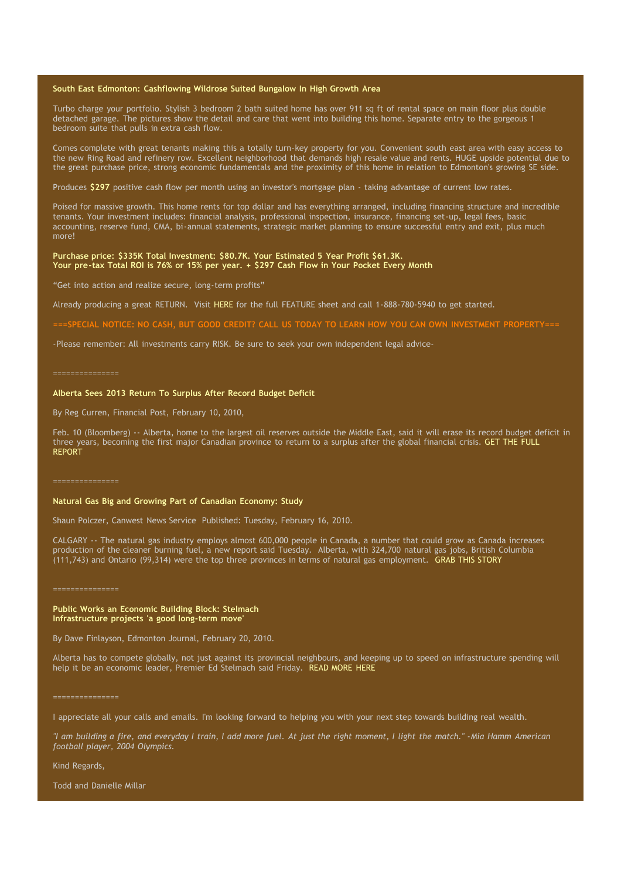**South East Edmonton: Cashflowing Wildrose Suited Bungalow In High Growth Area**

Turbo charge your portfolio. Stylish 3 bedroom 2 bath suited home has over 911 sq ft of rental space on main floor plus double detached garage. The pictures show the detail and care that went into building this home. Separate entry to the gorgeous 1 bedroom suite that pulls in extra cash flow.

Comes complete with great tenants making this a totally turn-key property for you. Convenient south east area with easy access to the new Ring Road and refinery row. Excellent neighborhood that demands high resale value and rents. HUGE upside potential due to the great purchase price, strong economic fundamentals and the proximity of this home in relation to Edmonton's growing SE side.

Produces **$297** positive cash flow per month using an investor's mortgage plan - taking advantage of current low rates.

Poised for massive growth. This home rents for top dollar and has everything arranged, including financing structure and incredible tenants. Your investment includes: financial analysis, professional inspection, insurance, financing set-up, legal fees, basic accounting, reserve fund, CMA, bi-annual statements, strategic market planning to ensure successful entry and exit, plus much more!

**Purchase price: $335K Total Investment: $80.7K. Your Estimated 5 Year Profit $61.3K.**
**Your pre-tax Total ROI is 76% or 15% per year. + $297 Cash Flow in Your Pocket Every Month**

“Get into action and realize secure, long-term profits”

Already producing a great RETURN. Visit HERE for the full FEATURE sheet and call 1-888-780-5940 to get started.

===SPECIAL NOTICE: NO CASH, BUT GOOD CREDIT? CALL US TODAY TO LEARN HOW YOU CAN OWN INVESTMENT PROPERTY===

-Please remember: All investments carry RISK. Be sure to seek your own independent legal advice-

===============

**Alberta Sees 2013 Return To Surplus After Record Budget Deficit**

By Reg Curren, Financial Post, February 10, 2010,

Feb. 10 (Bloomberg) -- Alberta, home to the largest oil reserves outside the Middle East, said it will erase its record budget deficit in three years, becoming the first major Canadian province to return to a surplus after the global financial crisis. GET THE FULL REPORT

===============

**Natural Gas Big and Growing Part of Canadian Economy: Study**

Shaun Polczer, Canwest News Service Published: Tuesday, February 16, 2010.

CALGARY -- The natural gas industry employs almost 600,000 people in Canada, a number that could grow as Canada increases production of the cleaner burning fuel, a new report said Tuesday. Alberta, with 324,700 natural gas jobs, British Columbia (111,743) and Ontario (99,314) were the top three provinces in terms of natural gas employment. GRAB THIS STORY

===============

**Public Works an Economic Building Block: Stelmach**
**Infrastructure projects 'a good long-term move'**

By Dave Finlayson, Edmonton Journal, February 20, 2010.

Alberta has to compete globally, not just against its provincial neighbours, and keeping up to speed on infrastructure spending will help it be an economic leader, Premier Ed Stelmach said Friday. READ MORE HERE

===============

I appreciate all your calls and emails. I'm looking forward to helping you with your next step towards building real wealth.

*"I am building a fire, and everyday I train, I add more fuel. At just the right moment, I light the match." -Mia Hamm American football player, 2004 Olympics.*

Kind Regards,

Todd and Danielle Millar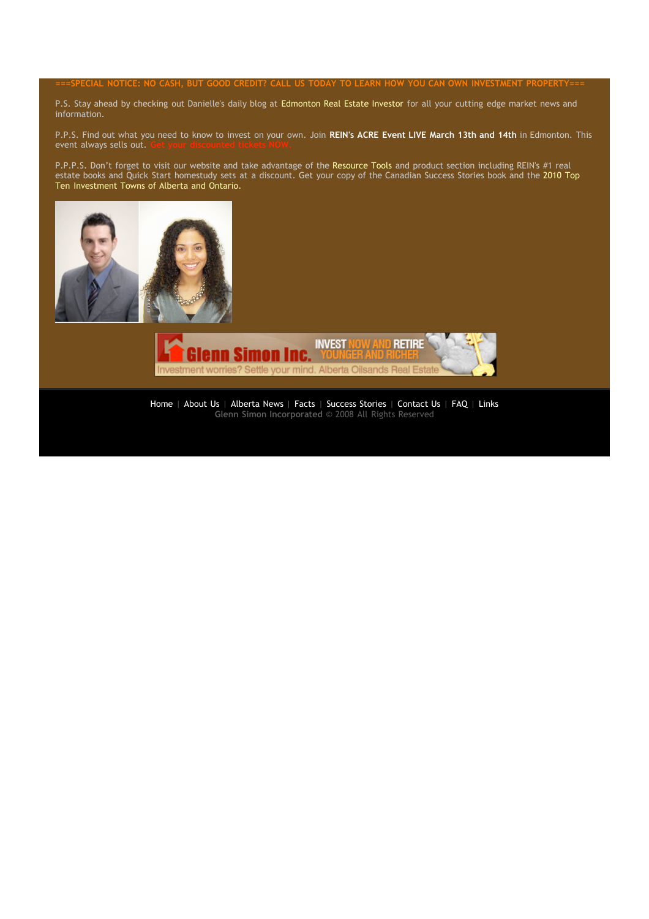===SPECIAL NOTICE: NO CASH, BUT GOOD CREDIT? CALL US TODAY TO LEARN HOW YOU CAN OWN INVESTMENT PROPERTY===

P.S. Stay ahead by checking out Danielle's daily blog at Edmonton Real Estate Investor for all your cutting edge market news and information.

P.P.S. Find out what you need to know to invest on your own. Join **REIN's ACRE Event LIVE March 13th and 14th** in Edmonton. This event always sells out. Get your discounted tickets NOW.

P.P.P.S. Don't forget to visit our website and take advantage of the Resource Tools and product section including REIN's #1 real estate books and Quick Start homestudy sets at a discount. Get your copy of the Canadian Success Stories book and the 2010 Top Ten Investment Towns of Alberta and Ontario.

Glenn Simon Inc. INVEST NOW AND RETIRE YOUNGER AND RICHER
Investment worries? Settle your mind. Alberta Oilsands Real Estate

Home | About Us | Alberta News | Facts | Success Stories | Contact Us | FAQ | Links

**Glenn Simon Incorporated** © 2008 All Rights Reserved